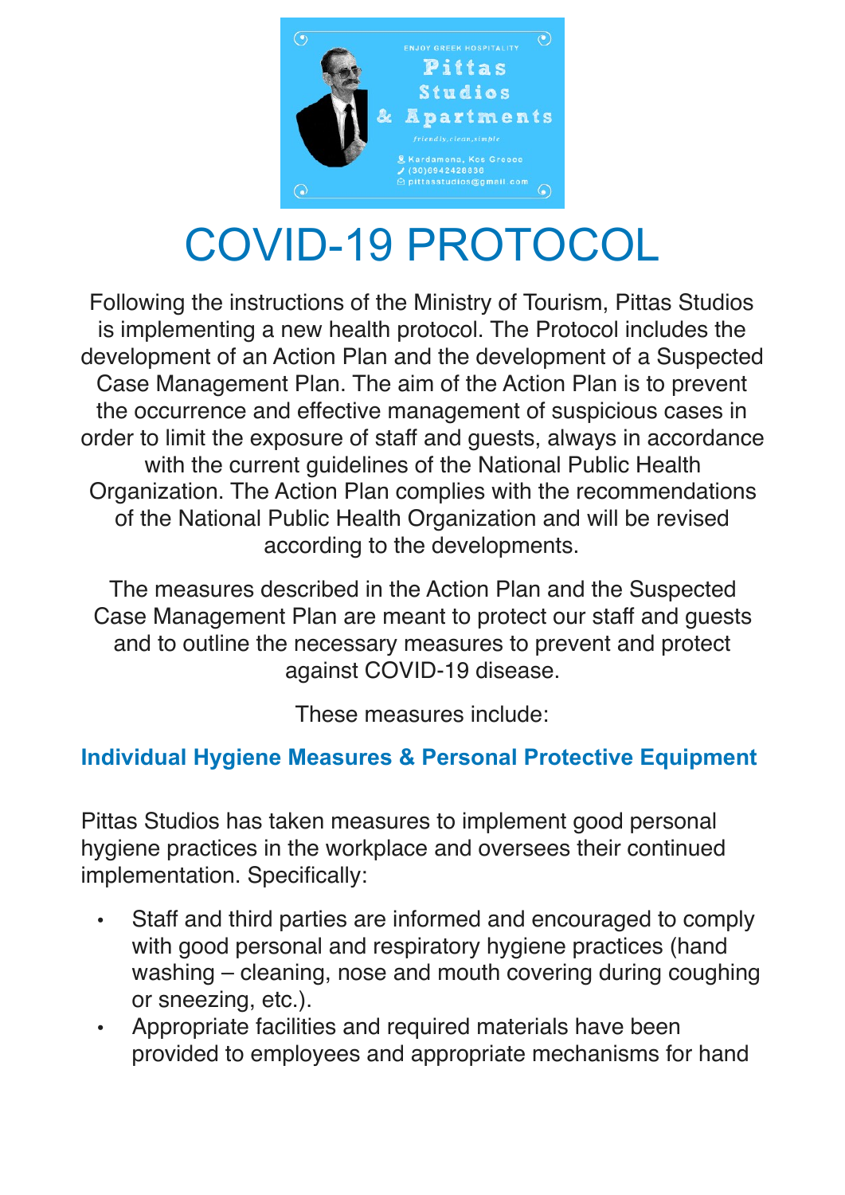ENJOY GREEK HOSPITALITY

**Pittas Studios & Apartments**

*friendly,clean,simple*

Kardamena, Kos Greece
(30)6942428836
pittasstudios@gmail.com

# COVID-19 PROTOCOL

Following the instructions of the Ministry of Tourism, Pittas Studios is implementing a new health protocol. The Protocol includes the development of an Action Plan and the development of a Suspected Case Management Plan. The aim of the Action Plan is to prevent the occurrence and effective management of suspicious cases in order to limit the exposure of staff and guests, always in accordance with the current guidelines of the National Public Health Organization. The Action Plan complies with the recommendations of the National Public Health Organization and will be revised according to the developments.

The measures described in the Action Plan and the Suspected Case Management Plan are meant to protect our staff and guests and to outline the necessary measures to prevent and protect against COVID-19 disease.

These measures include:

## Individual Hygiene Measures & Personal Protective Equipment

Pittas Studios has taken measures to implement good personal hygiene practices in the workplace and oversees their continued implementation. Specifically:

- Staff and third parties are informed and encouraged to comply with good personal and respiratory hygiene practices (hand washing – cleaning, nose and mouth covering during coughing or sneezing, etc.).
- Appropriate facilities and required materials have been provided to employees and appropriate mechanisms for hand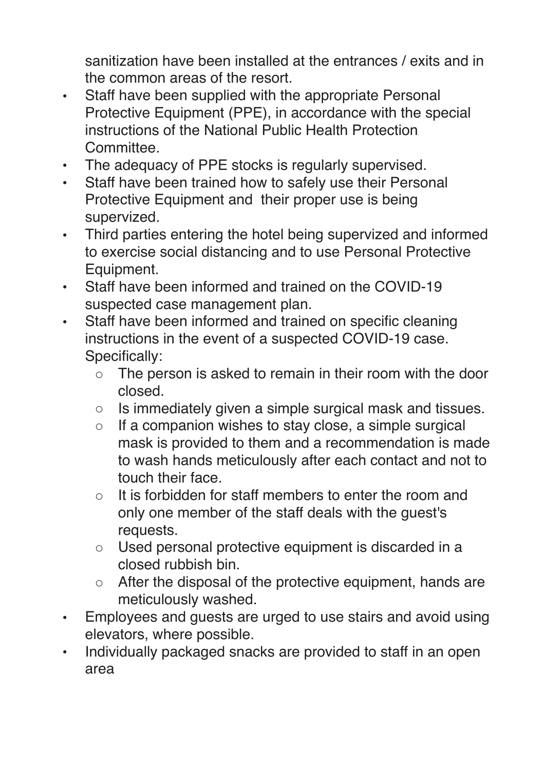sanitization have been installed at the entrances / exits and in the common areas of the resort.

- Staff have been supplied with the appropriate Personal Protective Equipment (PPE), in accordance with the special instructions of the National Public Health Protection Committee.
- The adequacy of PPE stocks is regularly supervised.
- Staff have been trained how to safely use their Personal Protective Equipment and their proper use is being supervized.
- Third parties entering the hotel being supervized and informed to exercise social distancing and to use Personal Protective Equipment.
- Staff have been informed and trained on the COVID-19 suspected case management plan.
- Staff have been informed and trained on specific cleaning instructions in the event of a suspected COVID-19 case. Specifically:
    - The person is asked to remain in their room with the door closed.
    - Is immediately given a simple surgical mask and tissues.
    - If a companion wishes to stay close, a simple surgical mask is provided to them and a recommendation is made to wash hands meticulously after each contact and not to touch their face.
    - It is forbidden for staff members to enter the room and only one member of the staff deals with the guest's requests.
    - Used personal protective equipment is discarded in a closed rubbish bin.
    - After the disposal of the protective equipment, hands are meticulously washed.
- Employees and guests are urged to use stairs and avoid using elevators, where possible.
- Individually packaged snacks are provided to staff in an open area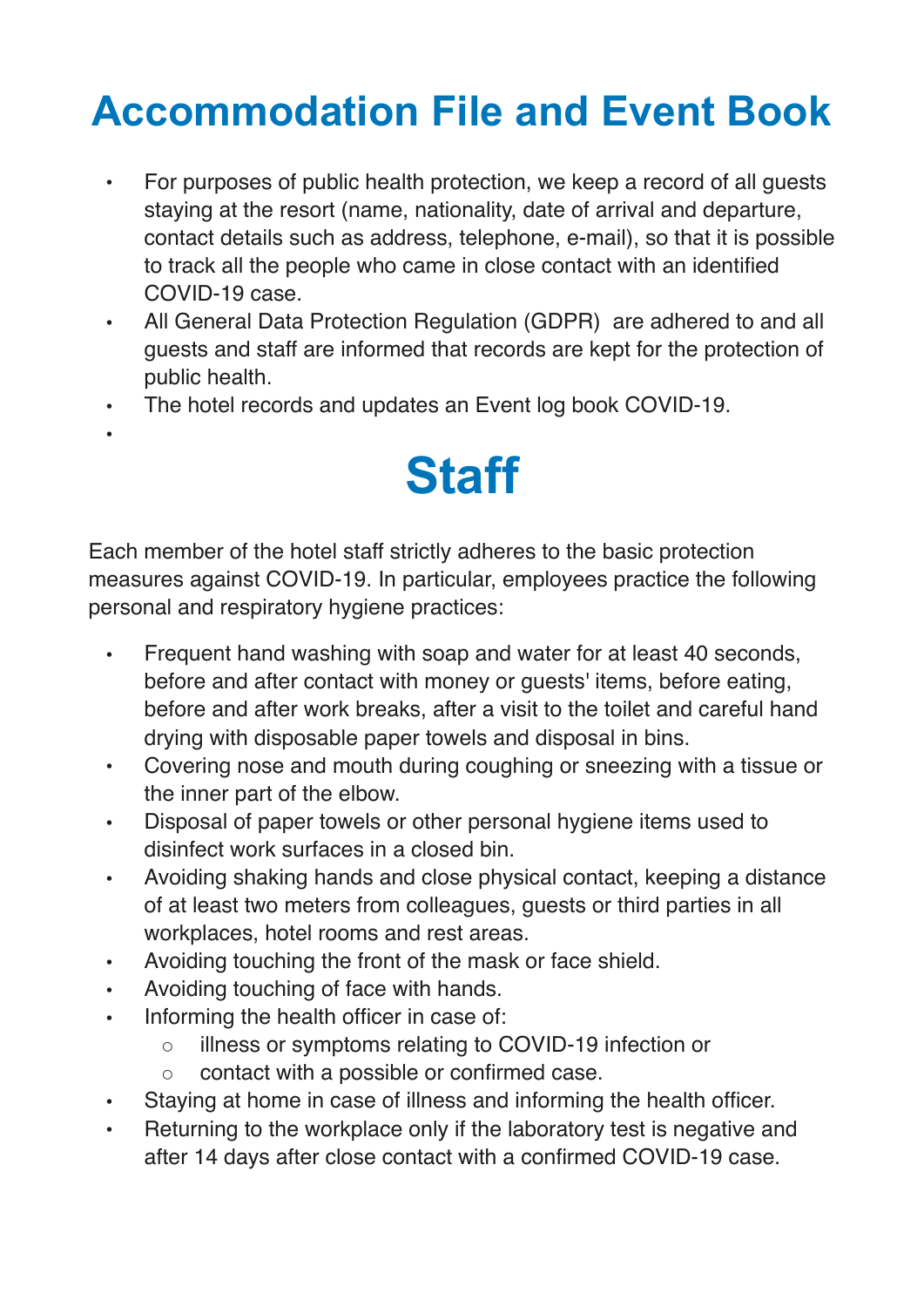# Accommodation File and Event Book

- For purposes of public health protection, we keep a record of all guests staying at the resort (name, nationality, date of arrival and departure, contact details such as address, telephone, e-mail), so that it is possible to track all the people who came in close contact with an identified COVID-19 case.
- All General Data Protection Regulation (GDPR) are adhered to and all guests and staff are informed that records are kept for the protection of public health.
- The hotel records and updates an Event log book COVID-19.

# Staff

Each member of the hotel staff strictly adheres to the basic protection measures against COVID-19. In particular, employees practice the following personal and respiratory hygiene practices:

- Frequent hand washing with soap and water for at least 40 seconds, before and after contact with money or guests' items, before eating, before and after work breaks, after a visit to the toilet and careful hand drying with disposable paper towels and disposal in bins.
- Covering nose and mouth during coughing or sneezing with a tissue or the inner part of the elbow.
- Disposal of paper towels or other personal hygiene items used to disinfect work surfaces in a closed bin.
- Avoiding shaking hands and close physical contact, keeping a distance of at least two meters from colleagues, guests or third parties in all workplaces, hotel rooms and rest areas.
- Avoiding touching the front of the mask or face shield.
- Avoiding touching of face with hands.
- Informing the health officer in case of:
  - illness or symptoms relating to COVID-19 infection or
  - contact with a possible or confirmed case.
- Staying at home in case of illness and informing the health officer.
- Returning to the workplace only if the laboratory test is negative and after 14 days after close contact with a confirmed COVID-19 case.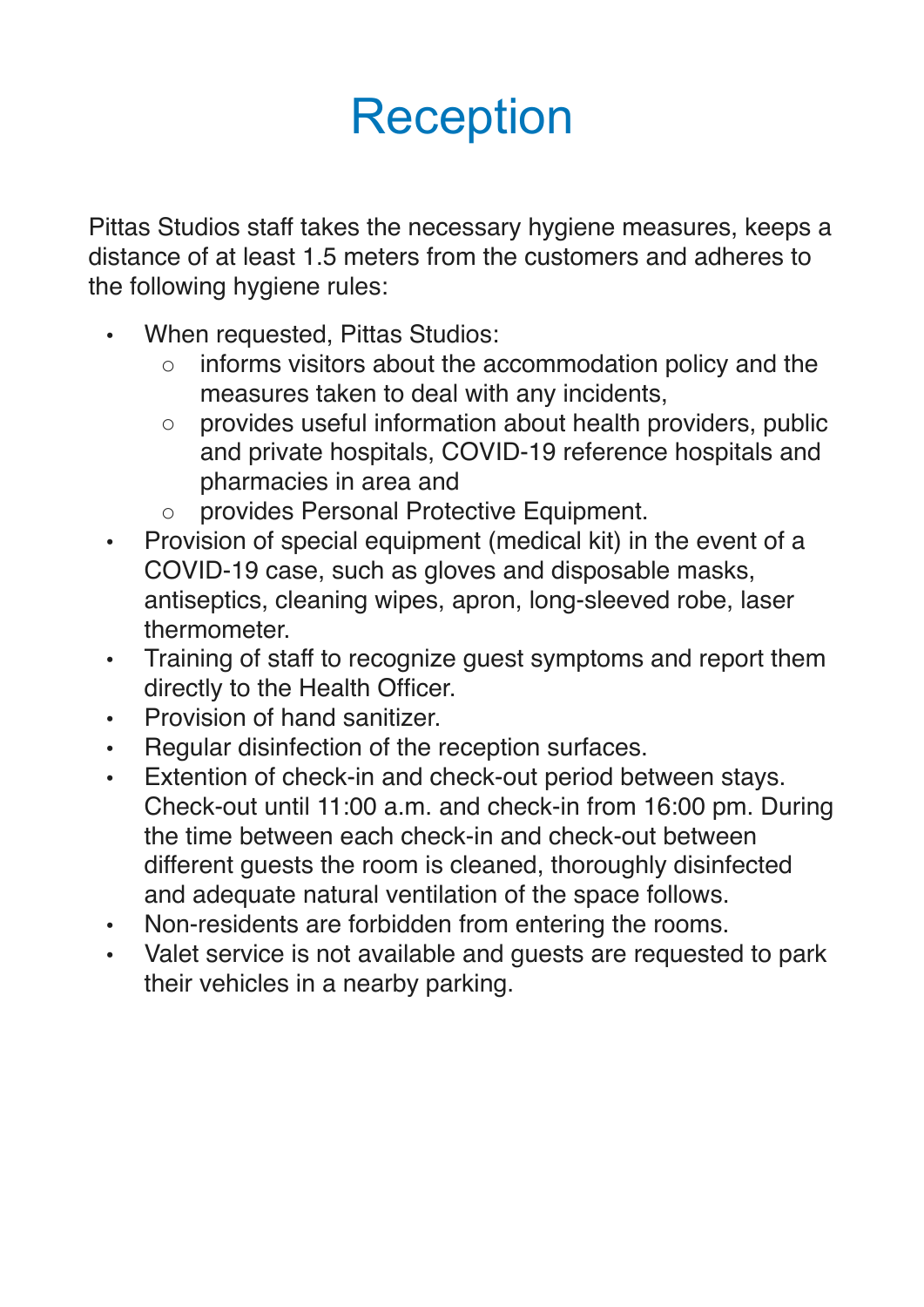# Reception

Pittas Studios staff takes the necessary hygiene measures, keeps a distance of at least 1.5 meters from the customers and adheres to the following hygiene rules:

- When requested, Pittas Studios:
  - informs visitors about the accommodation policy and the measures taken to deal with any incidents,
  - provides useful information about health providers, public and private hospitals, COVID-19 reference hospitals and pharmacies in area and
  - provides Personal Protective Equipment.
- Provision of special equipment (medical kit) in the event of a COVID-19 case, such as gloves and disposable masks, antiseptics, cleaning wipes, apron, long-sleeved robe, laser thermometer.
- Training of staff to recognize guest symptoms and report them directly to the Health Officer.
- Provision of hand sanitizer.
- Regular disinfection of the reception surfaces.
- Extention of check-in and check-out period between stays. Check-out until 11:00 a.m. and check-in from 16:00 pm. During the time between each check-in and check-out between different guests the room is cleaned, thoroughly disinfected and adequate natural ventilation of the space follows.
- Non-residents are forbidden from entering the rooms.
- Valet service is not available and guests are requested to park their vehicles in a nearby parking.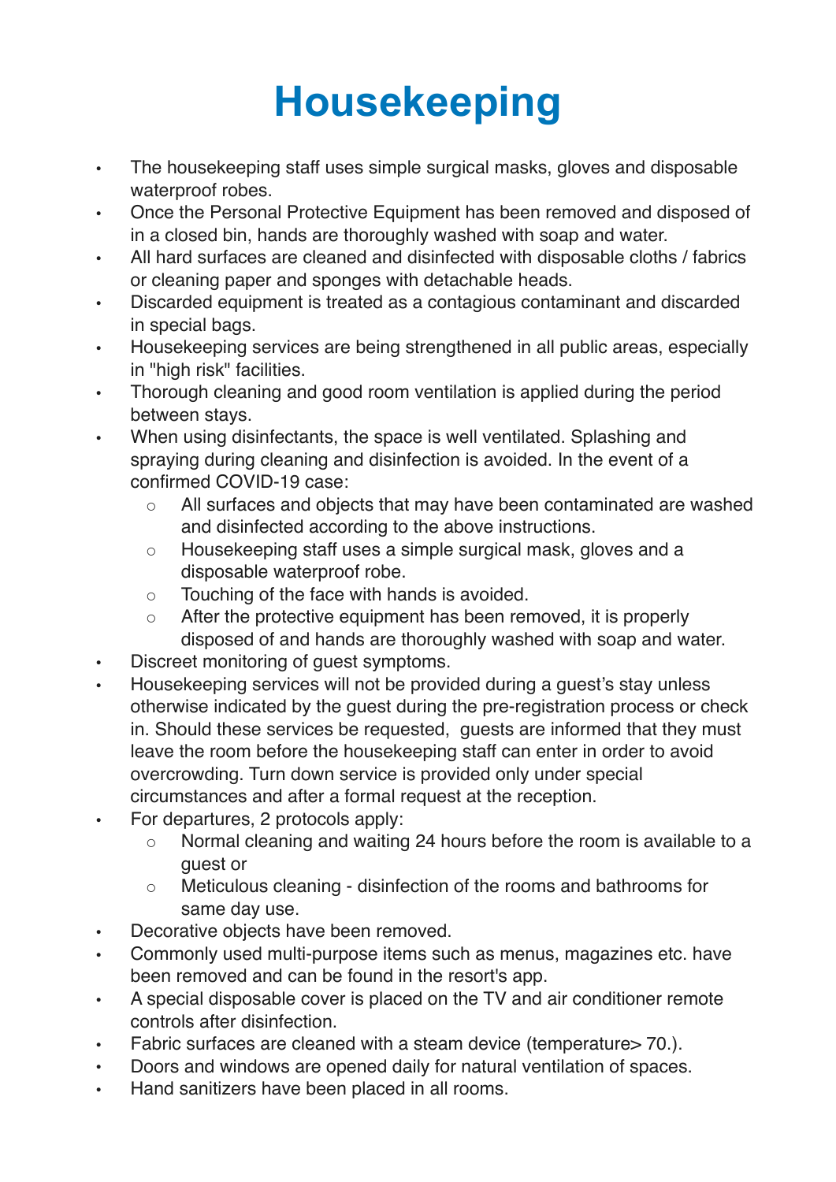# Housekeeping

- The housekeeping staff uses simple surgical masks, gloves and disposable waterproof robes.
- Once the Personal Protective Equipment has been removed and disposed of in a closed bin, hands are thoroughly washed with soap and water.
- All hard surfaces are cleaned and disinfected with disposable cloths / fabrics or cleaning paper and sponges with detachable heads.
- Discarded equipment is treated as a contagious contaminant and discarded in special bags.
- Housekeeping services are being strengthened in all public areas, especially in "high risk" facilities.
- Thorough cleaning and good room ventilation is applied during the period between stays.
- When using disinfectants, the space is well ventilated. Splashing and spraying during cleaning and disinfection is avoided. In the event of a confirmed COVID-19 case:
    - All surfaces and objects that may have been contaminated are washed and disinfected according to the above instructions.
    - Housekeeping staff uses a simple surgical mask, gloves and a disposable waterproof robe.
    - Touching of the face with hands is avoided.
    - After the protective equipment has been removed, it is properly disposed of and hands are thoroughly washed with soap and water.
- Discreet monitoring of guest symptoms.
- Housekeeping services will not be provided during a guest's stay unless otherwise indicated by the guest during the pre-registration process or check in. Should these services be requested, guests are informed that they must leave the room before the housekeeping staff can enter in order to avoid overcrowding. Turn down service is provided only under special circumstances and after a formal request at the reception.
- For departures, 2 protocols apply:
    - Normal cleaning and waiting 24 hours before the room is available to a guest or
    - Meticulous cleaning - disinfection of the rooms and bathrooms for same day use.
- Decorative objects have been removed.
- Commonly used multi-purpose items such as menus, magazines etc. have been removed and can be found in the resort's app.
- A special disposable cover is placed on the TV and air conditioner remote controls after disinfection.
- Fabric surfaces are cleaned with a steam device (temperature> 70.).
- Doors and windows are opened daily for natural ventilation of spaces.
- Hand sanitizers have been placed in all rooms.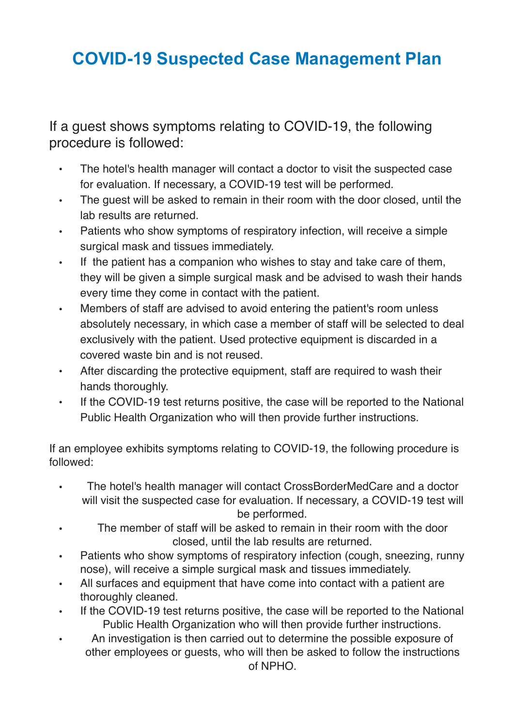# COVID-19 Suspected Case Management Plan

If a guest shows symptoms relating to COVID-19, the following procedure is followed:

- The hotel's health manager will contact a doctor to visit the suspected case for evaluation. If necessary, a COVID-19 test will be performed.
- The guest will be asked to remain in their room with the door closed, until the lab results are returned.
- Patients who show symptoms of respiratory infection, will receive a simple surgical mask and tissues immediately.
- If the patient has a companion who wishes to stay and take care of them, they will be given a simple surgical mask and be advised to wash their hands every time they come in contact with the patient.
- Members of staff are advised to avoid entering the patient's room unless absolutely necessary, in which case a member of staff will be selected to deal exclusively with the patient. Used protective equipment is discarded in a covered waste bin and is not reused.
- After discarding the protective equipment, staff are required to wash their hands thoroughly.
- If the COVID-19 test returns positive, the case will be reported to the National Public Health Organization who will then provide further instructions.

If an employee exhibits symptoms relating to COVID-19, the following procedure is followed:

- The hotel's health manager will contact CrossBorderMedCare and a doctor will visit the suspected case for evaluation. If necessary, a COVID-19 test will be performed.
- The member of staff will be asked to remain in their room with the door closed, until the lab results are returned.
- Patients who show symptoms of respiratory infection (cough, sneezing, runny nose), will receive a simple surgical mask and tissues immediately.
- All surfaces and equipment that have come into contact with a patient are thoroughly cleaned.
- If the COVID-19 test returns positive, the case will be reported to the National Public Health Organization who will then provide further instructions.
- An investigation is then carried out to determine the possible exposure of other employees or guests, who will then be asked to follow the instructions of NPHO.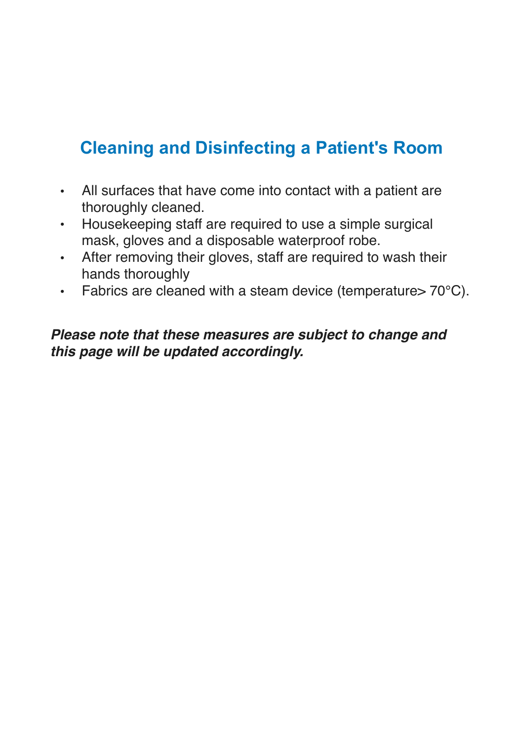## Cleaning and Disinfecting a Patient's Room

- All surfaces that have come into contact with a patient are thoroughly cleaned.
- Housekeeping staff are required to use a simple surgical mask, gloves and a disposable waterproof robe.
- After removing their gloves, staff are required to wash their hands thoroughly
- Fabrics are cleaned with a steam device (temperature> 70°C).

***Please note that these measures are subject to change and this page will be updated accordingly.***